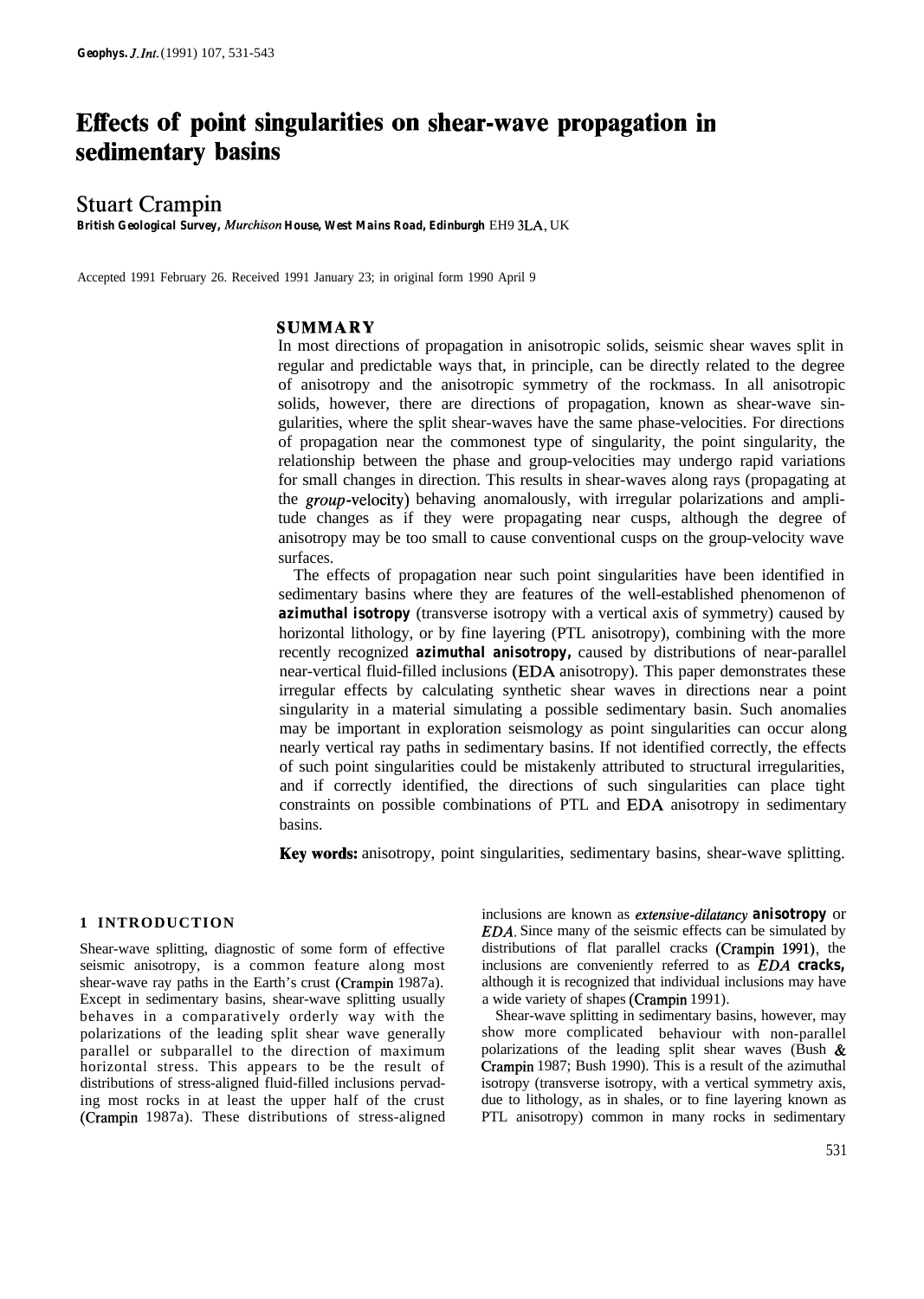# Effects of point singularities on shear-wave propagation in sedimentary basins

Stuart Crampin

*British Geological Survey, Murchison House, West Mains Road, Edinburgh EH9 3LA, UK*

Accepted 1991 February 26. Received 1991 January 23; in original form 1990 April 9

## SUMMARY

In most directions of propagation in anisotropic solids, seismic shear waves split in regular and predictable ways that, in principle, can be directly related to the degree of anisotropy and the anisotropic symmetry of the rockmass. In all anisotropic solids, however, there are directions of propagation, known as shear-wave singularities, where the split shear-waves have the same phase-velocities. For directions of propagation near the commonest type of singularity, the point singularity, the relationship between the phase and group-velocities may undergo rapid variations for small changes in direction. This results in shear-waves along rays (propagating at the *group*-velocity) behaving anomalously, with irregular polarizations and amplitude changes as if they were propagating near cusps, although the degree of anisotropy may be too small to cause conventional cusps on the group-velocity wave surfaces.

The effects of propagation near such point singularities have been identified in sedimentary basins where they are features of the well-established phenomenon of **azimuthal isotropy** (transverse isotropy with a vertical axis of symmetry) caused by horizontal lithology, or by fine layering (PTL anisotropy), combining with the more recently recognized **azimuthal anisotropy,** caused by distributions of near-parallel near-vertical fluid-filled inclusions (EDA anisotropy). This paper demonstrates these irregular effects by calculating synthetic shear waves in directions near a point singularity in a material simulating a possible sedimentary basin. Such anomalies may be important in exploration seismology as point singularities can occur along nearly vertical ray paths in sedimentary basins. If not identified correctly, the effects of such point singularities could be mistakenly attributed to structural irregularities, and if correctly identified, the directions of such singularities can place tight constraints on possible combinations of PTL and EDA anisotropy in sedimentary basins.

**Key words:** anisotropy, point singularities, sedimentary basins, shear-wave splitting.

## 1 INTRODUCTION

Shear-wave splitting, diagnostic of some form of effective seismic anisotropy, is a common feature along most shear-wave ray paths in the Earth's crust (Crampin 1987a). Except in sedimentary basins, shear-wave splitting usually behaves in a comparatively orderly way with the polarizations of the leading split shear wave generally parallel or subparallel to the direction of maximum horizontal stress. This appears to be the result of distributions of stress-aligned fluid-filled inclusions pervading most rocks in at least the upper half of the crust (Crampin 1987a). These distributions of stress-aligned inclusions are known as *extensive-dilatancy* **anisotropy** or *EDA*. Since many of the seismic effects can be simulated by distributions of flat parallel cracks (Crampin 1991), the inclusions are conveniently referred to as *EDA* **cracks,** although it is recognized that individual inclusions may have a wide variety of shapes (Crampin 1991).

Shear-wave splitting in sedimentary basins, however, may show more complicated behaviour with non-parallel polarizations of the leading split shear waves (Bush & Crampin 1987; Bush 1990). This is a result of the azimuthal isotropy (transverse isotropy, with a vertical symmetry axis, due to lithology, as in shales, or to fine layering known as PTL anisotropy) common in many rocks in sedimentary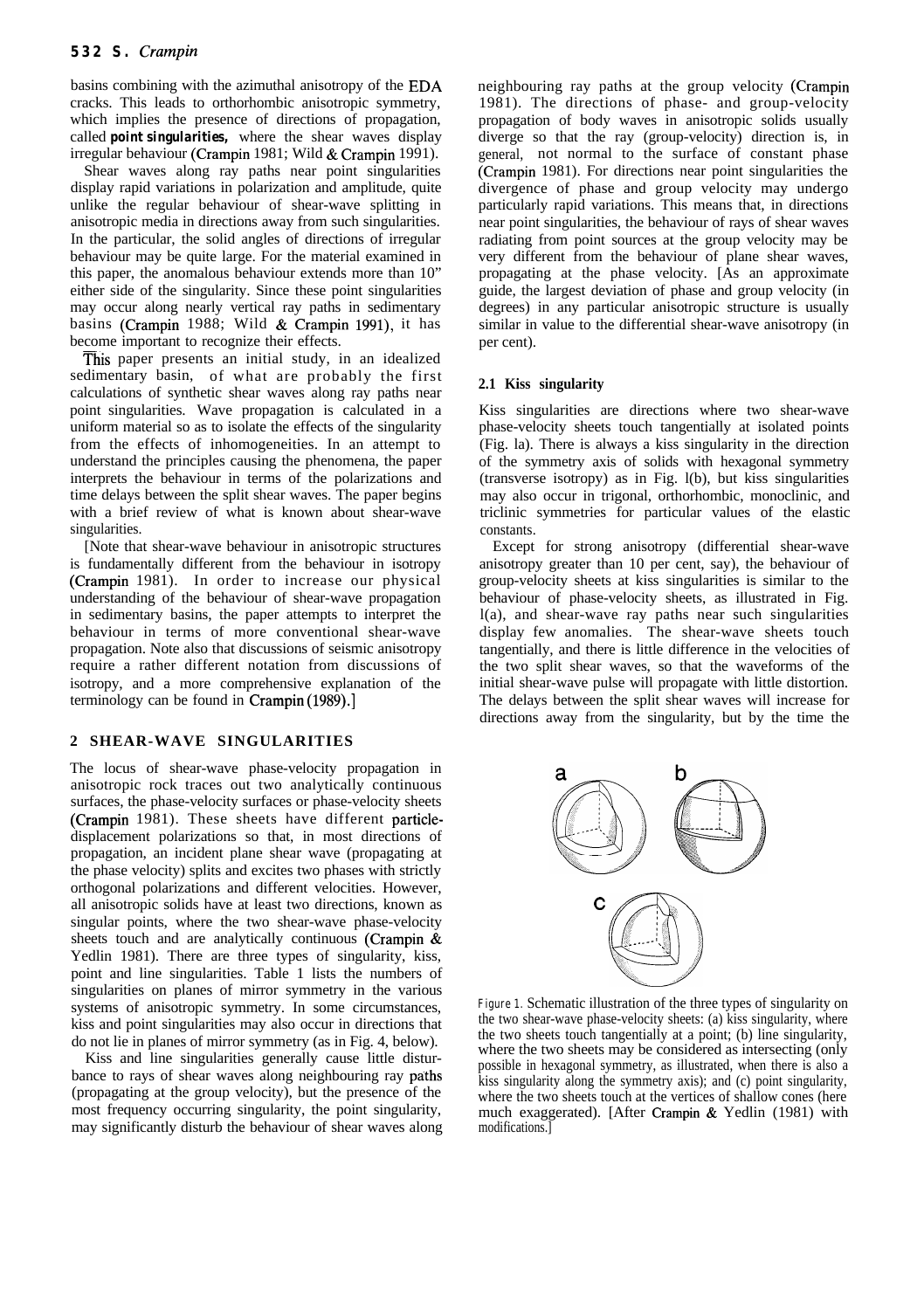basins combining with the azimuthal anisotropy of the EDA cracks. This leads to orthorhombic anisotropic symmetry, which implies the presence of directions of propagation, called **point singularities,** where the shear waves display irregular behaviour (Crampin 1981; Wild & Crampin 1991).

Shear waves along ray paths near point singularities display rapid variations in polarization and amplitude, quite unlike the regular behaviour of shear-wave splitting in anisotropic media in directions away from such singularities. In the particular, the solid angles of directions of irregular behaviour may be quite large. For the material examined in this paper, the anomalous behaviour extends more than 10" either side of the singularity. Since these point singularities may occur along nearly vertical ray paths in sedimentary basins (Crampin 1988; Wild & Crampin 1991), it has become important to recognize their effects.

This paper presents an initial study, in an idealized sedimentary basin, of what are probably the first calculations of synthetic shear waves along ray paths near point singularities. Wave propagation is calculated in a uniform material so as to isolate the effects of the singularity from the effects of inhomogeneities. In an attempt to understand the principles causing the phenomena, the paper interprets the behaviour in terms of the polarizations and time delays between the split shear waves. The paper begins with a brief review of what is known about shear-wave singularities.

[Note that shear-wave behaviour in anisotropic structures is fundamentally different from the behaviour in isotropy (Crampin 1981). In order to increase our physical understanding of the behaviour of shear-wave propagation in sedimentary basins, the paper attempts to interpret the behaviour in terms of more conventional shear-wave propagation. Note also that discussions of seismic anisotropy require a rather different notation from discussions of isotropy, and a more comprehensive explanation of the terminology can be found in Crampin (1989).]

## 2 SHEAR-WAVE SINGULARITIES

The locus of shear-wave phase-velocity propagation in anisotropic rock traces out two analytically continuous surfaces, the phase-velocity surfaces or phase-velocity sheets (Crampin 1981). These sheets have different particle-displacement polarizations so that, in most directions of propagation, an incident plane shear wave (propagating at the phase velocity) splits and excites two phases with strictly orthogonal polarizations and different velocities. However, all anisotropic solids have at least two directions, known as singular points, where the two shear-wave phase-velocity sheets touch and are analytically continuous (Crampin & Yedlin 1981). There are three types of singularity, kiss, point and line singularities. Table 1 lists the numbers of singularities on planes of mirror symmetry in the various systems of anisotropic symmetry. In some circumstances, kiss and point singularities may also occur in directions that do not lie in planes of mirror symmetry (as in Fig. 4, below).

Kiss and line singularities generally cause little disturbance to rays of shear waves along neighbouring ray paths (propagating at the group velocity), but the presence of the most frequency occurring singularity, the point singularity, may significantly disturb the behaviour of shear waves along neighbouring ray paths at the group velocity (Crampin 1981). The directions of phase- and group-velocity propagation of body waves in anisotropic solids usually diverge so that the ray (group-velocity) direction is, in general, not normal to the surface of constant phase (Crampin 1981). For directions near point singularities the divergence of phase and group velocity may undergo particularly rapid variations. This means that, in directions near point singularities, the behaviour of rays of shear waves radiating from point sources at the group velocity may be very different from the behaviour of plane shear waves, propagating at the phase velocity. [As an approximate guide, the largest deviation of phase and group velocity (in degrees) in any particular anisotropic structure is usually similar in value to the differential shear-wave anisotropy (in per cent).

### 2.1 Kiss singularity

Kiss singularities are directions where two shear-wave phase-velocity sheets touch tangentially at isolated points (Fig. 1a). There is always a kiss singularity in the direction of the symmetry axis of solids with hexagonal symmetry (transverse isotropy) as in Fig. 1(b), but kiss singularities may also occur in trigonal, orthorhombic, monoclinic, and triclinic symmetries for particular values of the elastic constants.

Except for strong anisotropy (differential shear-wave anisotropy greater than 10 per cent, say), the behaviour of group-velocity sheets at kiss singularities is similar to the behaviour of phase-velocity sheets, as illustrated in Fig. 1(a), and shear-wave ray paths near such singularities display few anomalies. The shear-wave sheets touch tangentially, and there is little difference in the velocities of the two split shear waves, so that the waveforms of the initial shear-wave pulse will propagate with little distortion. The delays between the split shear waves will increase for directions away from the singularity, but by the time the

Figure 1. Schematic illustration of the three types of singularity on the two shear-wave phase-velocity sheets: (a) kiss singularity, where the two sheets touch tangentially at a point; (b) line singularity, where the two sheets may be considered as intersecting (only possible in hexagonal symmetry, as illustrated, when there is also a kiss singularity along the symmetry axis); and (c) point singularity, where the two sheets touch at the vertices of shallow cones (here much exaggerated). [After Crampin & Yedlin (1981) with modifications.]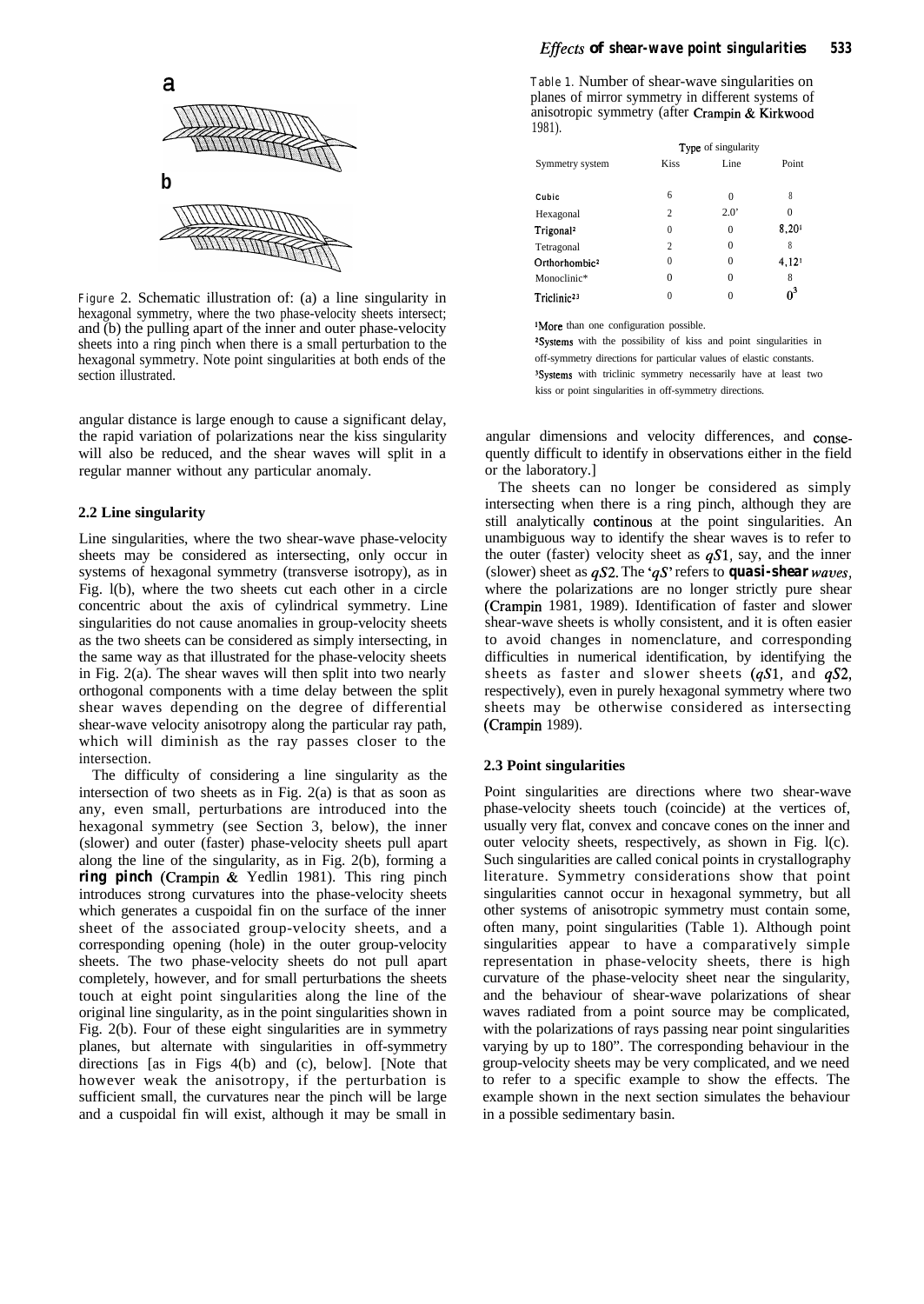Figure 2. Schematic illustration of: (a) a line singularity in hexagonal symmetry, where the two phase-velocity sheets intersect; and (b) the pulling apart of the inner and outer phase-velocity sheets into a ring pinch when there is a small perturbation to the hexagonal symmetry. Note point singularities at both ends of the section illustrated.

angular distance is large enough to cause a significant delay, the rapid variation of polarizations near the kiss singularity will also be reduced, and the shear waves will split in a regular manner without any particular anomaly.

### 2.2 Line singularity

Line singularities, where the two shear-wave phase-velocity sheets may be considered as intersecting, only occur in systems of hexagonal symmetry (transverse isotropy), as in Fig. 1(b), where the two sheets cut each other in a circle concentric about the axis of cylindrical symmetry. Line singularities do not cause anomalies in group-velocity sheets as the two sheets can be considered as simply intersecting, in the same way as that illustrated for the phase-velocity sheets in Fig. 2(a). The shear waves will then split into two nearly orthogonal components with a time delay between the split shear waves depending on the degree of differential shear-wave velocity anisotropy along the particular ray path, which will diminish as the ray passes closer to the intersection.

The difficulty of considering a line singularity as the intersection of two sheets as in Fig. 2(a) is that as soon as any, even small, perturbations are introduced into the hexagonal symmetry (see Section 3, below), the inner (slower) and outer (faster) phase-velocity sheets pull apart along the line of the singularity, as in Fig. 2(b), forming a **ring pinch** (Crampin & Yedlin 1981). This ring pinch introduces strong curvatures into the phase-velocity sheets which generates a cuspoidal fin on the surface of the inner sheet of the associated group-velocity sheets, and a corresponding opening (hole) in the outer group-velocity sheets. The two phase-velocity sheets do not pull apart completely, however, and for small perturbations the sheets touch at eight point singularities along the line of the original line singularity, as in the point singularities shown in Fig. 2(b). Four of these eight singularities are in symmetry planes, but alternate with singularities in off-symmetry directions [as in Figs 4(b) and (c), below]. [Note that however weak the anisotropy, if the perturbation is sufficient small, the curvatures near the pinch will be large and a cuspoidal fin will exist, although it may be small in angular dimensions and velocity differences, and consequently difficult to identify in observations either in the field or the laboratory.]

The sheets can no longer be considered as simply intersecting when there is a ring pinch, although they are still analytically continous at the point singularities. An unambiguous way to identify the shear waves is to refer to the outer (faster) velocity sheet as *qS*1, say, and the inner (slower) sheet as *qS*2. The '*qS*' refers to ***quasi-shear** waves*, where the polarizations are no longer strictly pure shear (Crampin 1981, 1989). Identification of faster and slower shear-wave sheets is wholly consistent, and it is often easier to avoid changes in nomenclature, and corresponding difficulties in numerical identification, by identifying the sheets as faster and slower sheets (*qS*1, and *qS*2, respectively), even in purely hexagonal symmetry where two sheets may be otherwise considered as intersecting (Crampin 1989).

Table 1. Number of shear-wave singularities on planes of mirror symmetry in different systems of anisotropic symmetry (after Crampin & Kirkwood 1981).

| Symmetry system | Type of singularity | | |
|---|---|---|---|
| | Kiss | Line | Point |
| Cubic | 6 | 0 | 8 |
| Hexagonal | 2 | 2.0' | 0 |
| Trigonal[2] | 0 | 0 | 8,20[1] |
| Tetragonal | 2 | 0 | 8 |
| Orthorhombic[2] | 0 | 0 | 4,12[1] |
| Monoclinic* | 0 | 0 | 8 |
| Triclinic[2,3] | 0 | 0 | 0[3] |

[1]More than one configuration possible.
[2]Systems with the possibility of kiss and point singularities in off-symmetry directions for particular values of elastic constants.
[3]Systems with triclinic symmetry necessarily have at least two kiss or point singularities in off-symmetry directions.

### 2.3 Point singularities

Point singularities are directions where two shear-wave phase-velocity sheets touch (coincide) at the vertices of, usually very flat, convex and concave cones on the inner and outer velocity sheets, respectively, as shown in Fig. 1(c). Such singularities are called conical points in crystallography literature. Symmetry considerations show that point singularities cannot occur in hexagonal symmetry, but all other systems of anisotropic symmetry must contain some, often many, point singularities (Table 1). Although point singularities appear to have a comparatively simple representation in phase-velocity sheets, there is high curvature of the phase-velocity sheet near the singularity, and the behaviour of shear-wave polarizations of shear waves radiated from a point source may be complicated, with the polarizations of rays passing near point singularities varying by up to 180". The corresponding behaviour in the group-velocity sheets may be very complicated, and we need to refer to a specific example to show the effects. The example shown in the next section simulates the behaviour in a possible sedimentary basin.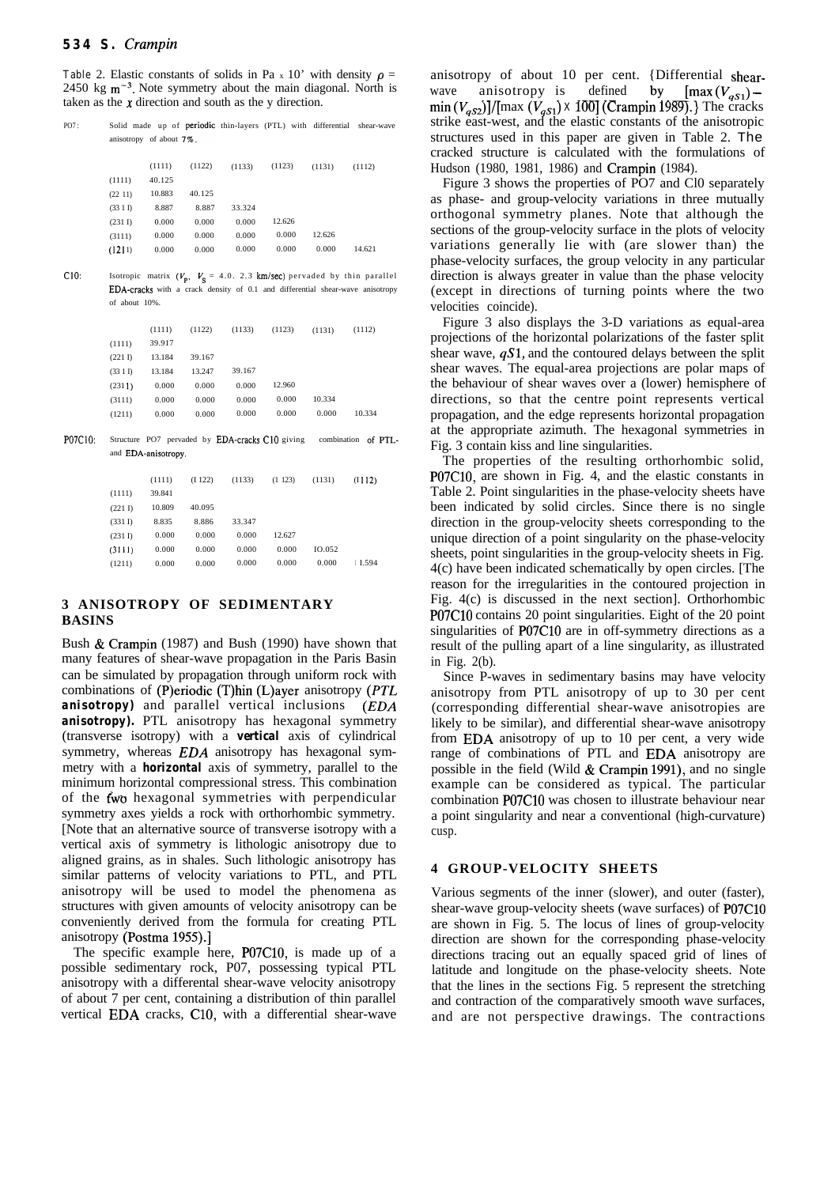Table 2. Elastic constants of solids in Pa x 10' with density $\rho$ = 2450 kg $m^{-3}$. Note symmetry about the main diagonal. North is taken as the $x$ direction and south as the y direction.

P07: Solid made up of periodic thin-layers (PTL) with differential shear-wave anisotropy of about 7%.

| | (1111) | (1122) | (1133) | (1123) | (1131) | (1112) |
|---|---|---|---|---|---|---|
| (1111) | 40.125 | | | | | |
| (22 11) | 10.883 | 40.125 | | | | |
| (33 1 l) | 8.887 | 8.887 | 33.324 | | | |
| (231 l) | 0.000 | 0.000 | 0.000 | 12.626 | | |
| (3111) | 0.000 | 0.000 | 0.000 | 0.000 | 12.626 | |
| (1211) | 0.000 | 0.000 | 0.000 | 0.000 | 0.000 | 14.621 |

C10: Isotropic matrix ($V_P$, $V_S$ = 4.0. 2.3 km/sec) pervaded by thin parallel EDA-cracks with a crack density of 0.1 and differential shear-wave anisotropy of about 10%.

| | (1111) | (1122) | (1133) | (1123) | (1131) | (1112) |
|---|---|---|---|---|---|---|
| (1111) | 39.917 | | | | | |
| (221 l) | 13.184 | 39.167 | | | | |
| (33 1 l) | 13.184 | 13.247 | 39.167 | | | |
| (2311) | 0.000 | 0.000 | 0.000 | 12.960 | | |
| (3111) | 0.000 | 0.000 | 0.000 | 0.000 | 10.334 | |
| (1211) | 0.000 | 0.000 | 0.000 | 0.000 | 0.000 | 10.334 |

P07C10: Structure PO7 pervaded by EDA-cracks C10 giving combination of PTL- and EDA-anisotropy.

| | (1111) | (I 122) | (1133) | (1 123) | (1131) | (1112) |
|---|---|---|---|---|---|---|
| (1111) | 39.841 | | | | | |
| (221 l) | 10.809 | 40.095 | | | | |
| (331 l) | 8.835 | 8.886 | 33.347 | | | |
| (231 l) | 0.000 | 0.000 | 0.000 | 12.627 | | |
| (3111) | 0.000 | 0.000 | 0.000 | 0.000 | IO.052 | |
| (1211) | 0.000 | 0.000 | 0.000 | 0.000 | 0.000 | I 1.594 |

## 3 ANISOTROPY OF SEDIMENTARY BASINS

Bush & Crampin (1987) and Bush (1990) have shown that many features of shear-wave propagation in the Paris Basin can be simulated by propagation through uniform rock with combinations of (P)eriodic (T)hin (L)ayer anisotropy (*PTL* **anisotropy)** and parallel vertical inclusions (*EDA* **anisotropy).** PTL anisotropy has hexagonal symmetry (transverse isotropy) with a **vertical** axis of cylindrical symmetry, whereas *EDA* anisotropy has hexagonal symmetry with a **horizontal** axis of symmetry, parallel to the minimum horizontal compressional stress. This combination of the two hexagonal symmetries with perpendicular symmetry axes yields a rock with orthorhombic symmetry. [Note that an alternative source of transverse isotropy with a vertical axis of symmetry is lithologic anisotropy due to aligned grains, as in shales. Such lithologic anisotropy has similar patterns of velocity variations to PTL, and PTL anisotropy will be used to model the phenomena as structures with given amounts of velocity anisotropy can be conveniently derived from the formula for creating PTL anisotropy (Postma 1955).]

The specific example here, P07C10, is made up of a possible sedimentary rock, P07, possessing typical PTL anisotropy with a differental shear-wave velocity anisotropy of about 7 per cent, containing a distribution of thin parallel vertical EDA cracks, C10, with a differential shear-wave anisotropy of about 10 per cent. {Differential shear-wave anisotropy is defined by $[\max(V_{qS1}) - \min(V_{qS2})]/[\max(V_{qS1}) \times 100]$ (Crampin 1989).} The cracks strike east-west, and the elastic constants of the anisotropic structures used in this paper are given in Table 2. The cracked structure is calculated with the formulations of Hudson (1980, 1981, 1986) and Crampin (1984).

Figure 3 shows the properties of PO7 and Cl0 separately as phase- and group-velocity variations in three mutually orthogonal symmetry planes. Note that although the sections of the group-velocity surface in the plots of velocity variations generally lie with (are slower than) the phase-velocity surfaces, the group velocity in any particular direction is always greater in value than the phase velocity (except in directions of turning points where the two velocities coincide).

Figure 3 also displays the 3-D variations as equal-area projections of the horizontal polarizations of the faster split shear wave, $qS1$, and the contoured delays between the split shear waves. The equal-area projections are polar maps of the behaviour of shear waves over a (lower) hemisphere of directions, so that the centre point represents vertical propagation, and the edge represents horizontal propagation at the appropriate azimuth. The hexagonal symmetries in Fig. 3 contain kiss and line singularities.

The properties of the resulting orthorhombic solid, P07C10, are shown in Fig. 4, and the elastic constants in Table 2. Point singularities in the phase-velocity sheets have been indicated by solid circles. Since there is no single direction in the group-velocity sheets corresponding to the unique direction of a point singularity on the phase-velocity sheets, point singularities in the group-velocity sheets in Fig. 4(c) have been indicated schematically by open circles. [The reason for the irregularities in the contoured projection in Fig. 4(c) is discussed in the next section]. Orthorhombic P07C10 contains 20 point singularities. Eight of the 20 point singularities of P07C10 are in off-symmetry directions as a result of the pulling apart of a line singularity, as illustrated in Fig. 2(b).

Since P-waves in sedimentary basins may have velocity anisotropy from PTL anisotropy of up to 30 per cent (corresponding differential shear-wave anisotropies are likely to be similar), and differential shear-wave anisotropy from EDA anisotropy of up to 10 per cent, a very wide range of combinations of PTL and EDA anisotropy are possible in the field (Wild & Crampin 1991), and no single example can be considered as typical. The particular combination P07C10 was chosen to illustrate behaviour near a point singularity and near a conventional (high-curvature) cusp.

## 4 GROUP-VELOCITY SHEETS

Various segments of the inner (slower), and outer (faster), shear-wave group-velocity sheets (wave surfaces) of P07C10 are shown in Fig. 5. The locus of lines of group-velocity direction are shown for the corresponding phase-velocity directions tracing out an equally spaced grid of lines of latitude and longitude on the phase-velocity sheets. Note that the lines in the sections Fig. 5 represent the stretching and contraction of the comparatively smooth wave surfaces, and are not perspective drawings. The contractions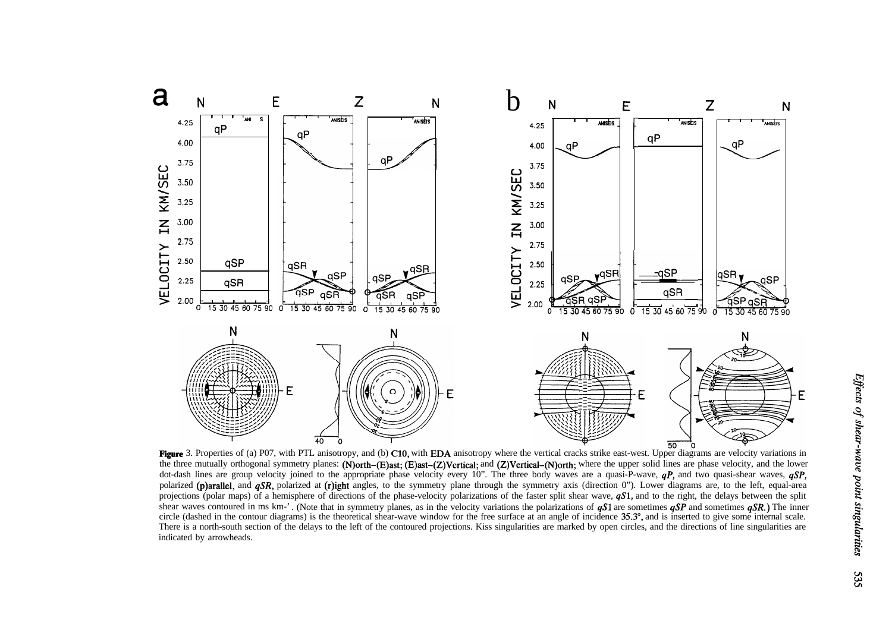**Figure** 3. Properties of (a) P07, with PTL anisotropy, and (b) C10, with EDA anisotropy where the vertical cracks strike east-west. Upper diagrams are velocity variations in the three mutually orthogonal symmetry planes: (N)orth–(E)ast; (E)ast–(Z)Vertical; and (Z)Vertical–(N)orth; where the upper solid lines are phase velocity, and the lower dot-dash lines are group velocity joined to the appropriate phase velocity every 10°. The three body waves are a quasi-P-wave, *qP*, and two quasi-shear waves, *qSP*, polarized (p)arallel, and *qSR*, polarized at (r)ight angles, to the symmetry plane through the symmetry axis (direction 0°). Lower diagrams are, to the left, equal-area projections (polar maps) of a hemisphere of directions of the phase-velocity polarizations of the faster split shear wave, *qS*1, and to the right, the delays between the split shear waves contoured in ms km⁻¹. (Note that in symmetry planes, as in the velocity variations the polarizations of *qS*1 are sometimes *qSP* and sometimes *qSR*.) The inner circle (dashed in the contour diagrams) is the theoretical shear-wave window for the free surface at an angle of incidence 35.3°, and is inserted to give some internal scale. There is a north-south section of the delays to the left of the contoured projections. Kiss singularities are marked by open circles, and the directions of line singularities are indicated by arrowheads.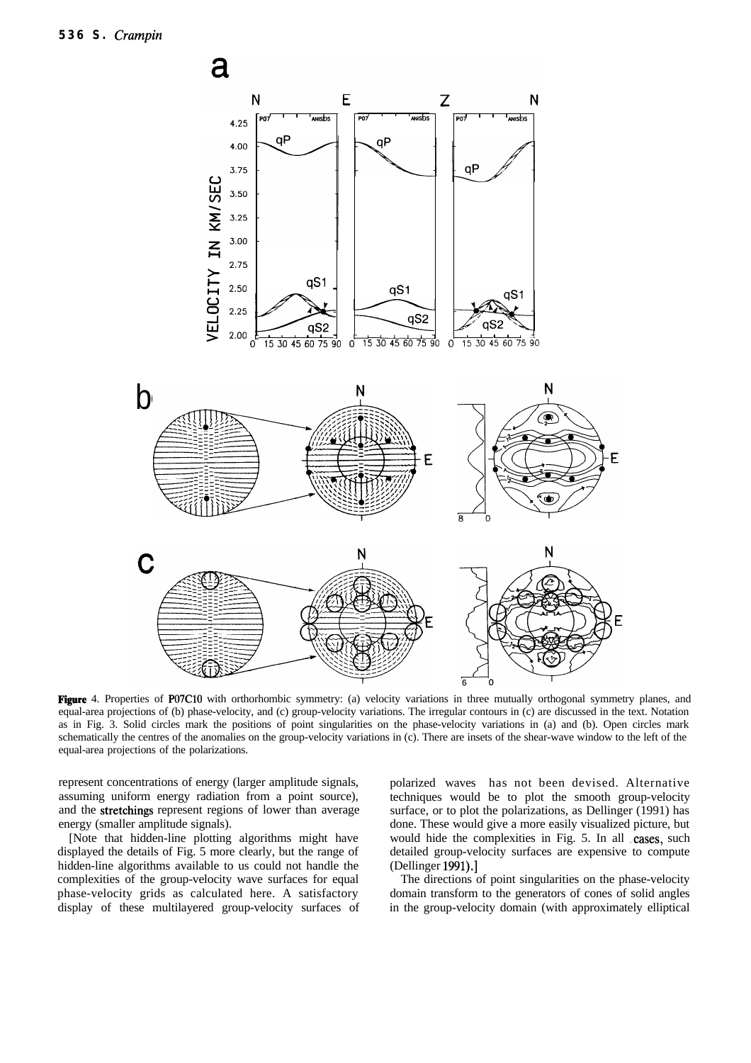**Figure 4.** Properties of P07C10 with orthorhombic symmetry: (a) velocity variations in three mutually orthogonal symmetry planes, and equal-area projections of (b) phase-velocity, and (c) group-velocity variations. The irregular contours in (c) are discussed in the text. Notation as in Fig. 3. Solid circles mark the positions of point singularities on the phase-velocity variations in (a) and (b). Open circles mark schematically the centres of the anomalies on the group-velocity variations in (c). There are insets of the shear-wave window to the left of the equal-area projections of the polarizations.

represent concentrations of energy (larger amplitude signals, assuming uniform energy radiation from a point source), and the stretchings represent regions of lower than average energy (smaller amplitude signals).

[Note that hidden-line plotting algorithms might have displayed the details of Fig. 5 more clearly, but the range of hidden-line algorithms available to us could not handle the complexities of the group-velocity wave surfaces for equal phase-velocity grids as calculated here. A satisfactory display of these multilayered group-velocity surfaces of polarized waves has not been devised. Alternative techniques would be to plot the smooth group-velocity surface, or to plot the polarizations, as Dellinger (1991) has done. These would give a more easily visualized picture, but would hide the complexities in Fig. 5. In all cases, such detailed group-velocity surfaces are expensive to compute (Dellinger 1991).]

The directions of point singularities on the phase-velocity domain transform to the generators of cones of solid angles in the group-velocity domain (with approximately elliptical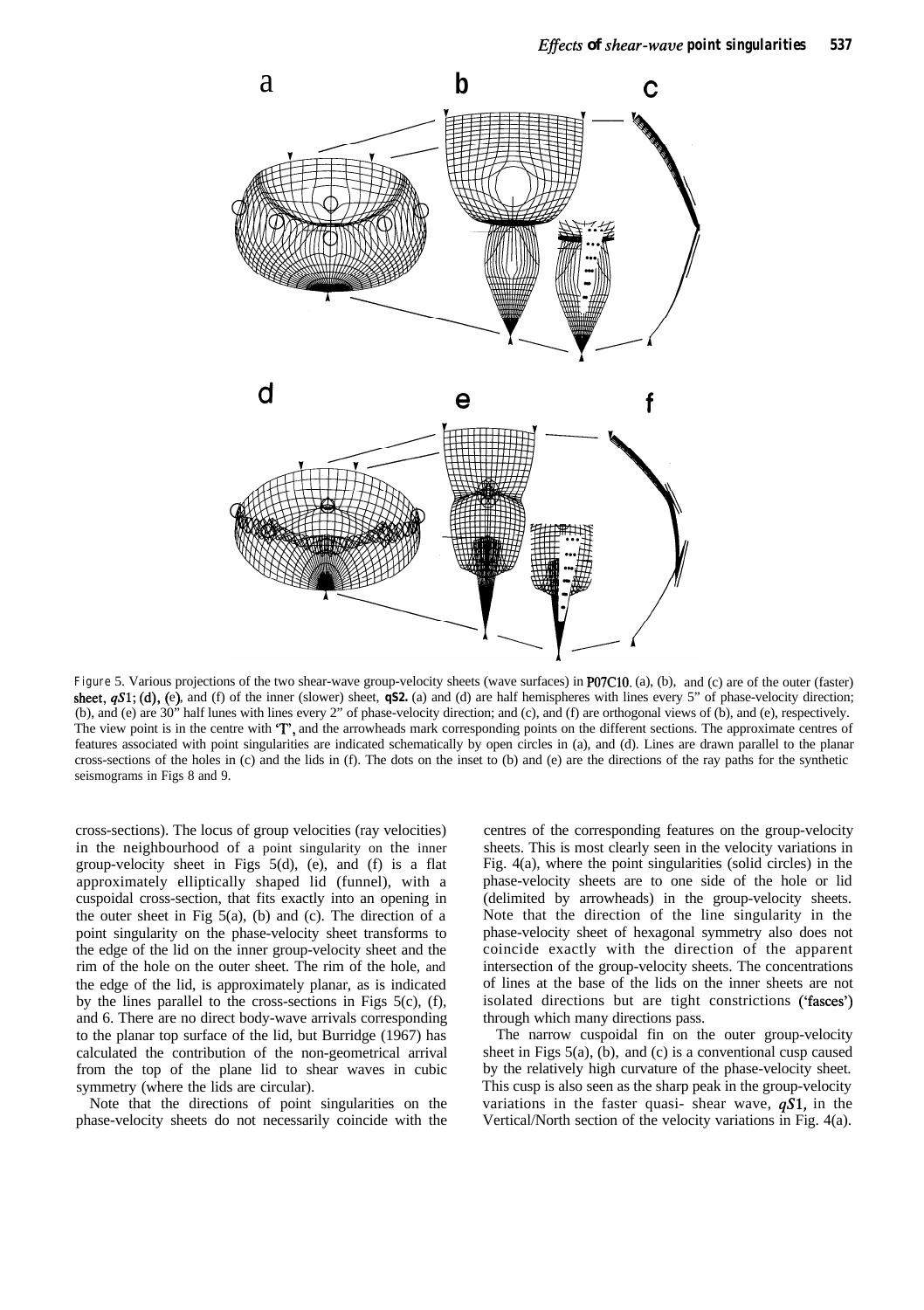Figure 5. Various projections of the two shear-wave group-velocity sheets (wave surfaces) in P07C10. (a), (b), and (c) are of the outer (faster) sheet, $qS1$; (d), (e), and (f) of the inner (slower) sheet, $qS2$. (a) and (d) are half hemispheres with lines every 5° of phase-velocity direction; (b), and (e) are 30° half lunes with lines every 2° of phase-velocity direction; and (c), and (f) are orthogonal views of (b), and (e), respectively. The view point is in the centre with 'T', and the arrowheads mark corresponding points on the different sections. The approximate centres of features associated with point singularities are indicated schematically by open circles in (a), and (d). Lines are drawn parallel to the planar cross-sections of the holes in (c) and the lids in (f). The dots on the inset to (b) and (e) are the directions of the ray paths for the synthetic seismograms in Figs 8 and 9.

cross-sections). The locus of group velocities (ray velocities) in the neighbourhood of a point singularity on the inner group-velocity sheet in Figs 5(d), (e), and (f) is a flat approximately elliptically shaped lid (funnel), with a cuspoidal cross-section, that fits exactly into an opening in the outer sheet in Fig 5(a), (b) and (c). The direction of a point singularity on the phase-velocity sheet transforms to the edge of the lid on the inner group-velocity sheet and the rim of the hole on the outer sheet. The rim of the hole, and the edge of the lid, is approximately planar, as is indicated by the lines parallel to the cross-sections in Figs 5(c), (f), and 6. There are no direct body-wave arrivals corresponding to the planar top surface of the lid, but Burridge (1967) has calculated the contribution of the non-geometrical arrival from the top of the plane lid to shear waves in cubic symmetry (where the lids are circular).

Note that the directions of point singularities on the phase-velocity sheets do not necessarily coincide with the centres of the corresponding features on the group-velocity sheets. This is most clearly seen in the velocity variations in Fig. 4(a), where the point singularities (solid circles) in the phase-velocity sheets are to one side of the hole or lid (delimited by arrowheads) in the group-velocity sheets. Note that the direction of the line singularity in the phase-velocity sheet of hexagonal symmetry also does not coincide exactly with the direction of the apparent intersection of the group-velocity sheets. The concentrations of lines at the base of the lids on the inner sheets are not isolated directions but are tight constrictions ('fasces') through which many directions pass.

The narrow cuspoidal fin on the outer group-velocity sheet in Figs 5(a), (b), and (c) is a conventional cusp caused by the relatively high curvature of the phase-velocity sheet. This cusp is also seen as the sharp peak in the group-velocity variations in the faster quasi- shear wave, $qS1$, in the Vertical/North section of the velocity variations in Fig. 4(a).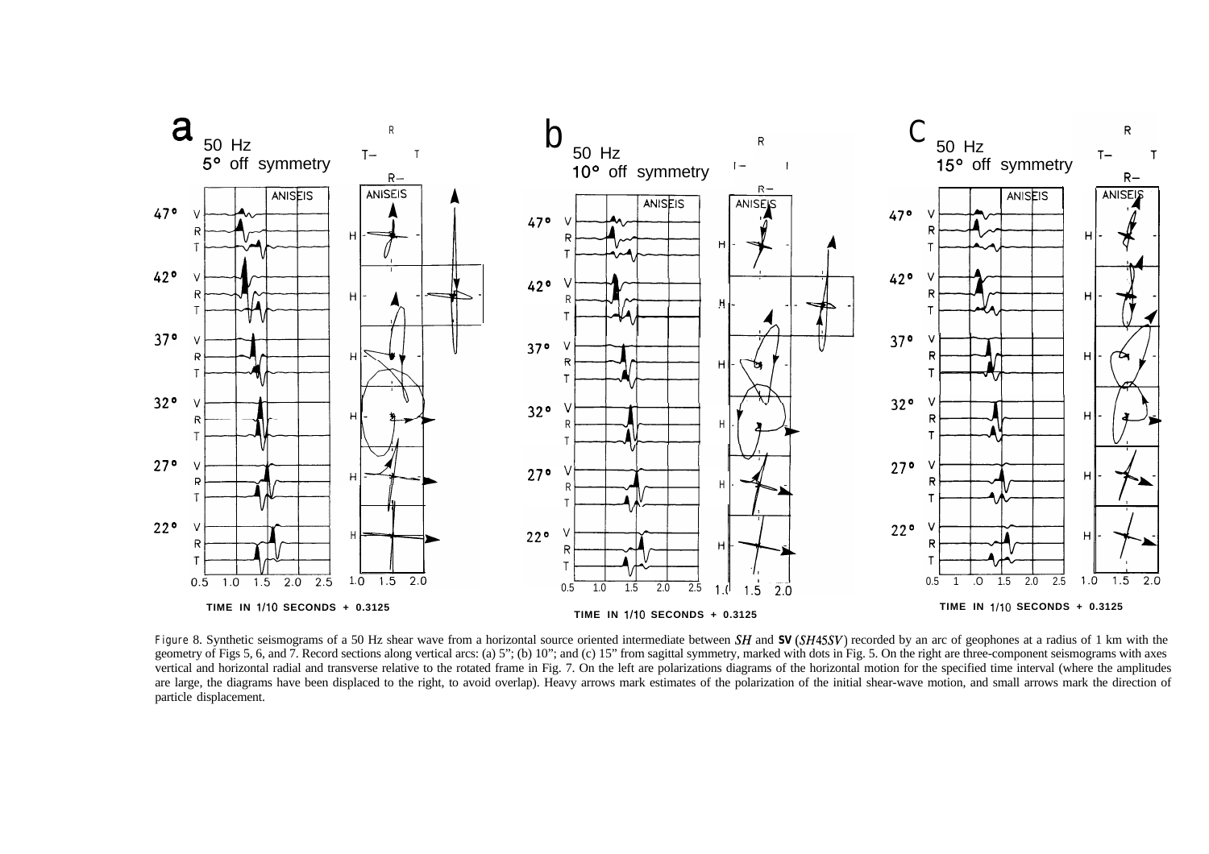Figure 8. Synthetic seismograms of a 50 Hz shear wave from a horizontal source oriented intermediate between *SH* and **SV** (*SH*45*SV*) recorded by an arc of geophones at a radius of 1 km with the geometry of Figs 5, 6, and 7. Record sections along vertical arcs: (a) 5"; (b) 10"; and (c) 15" from sagittal symmetry, marked with dots in Fig. 5. On the right are three-component seismograms with axes vertical and horizontal radial and transverse relative to the rotated frame in Fig. 7. On the left are polarizations diagrams of the horizontal motion for the specified time interval (where the amplitudes are large, the diagrams have been displaced to the right, to avoid overlap). Heavy arrows mark estimates of the polarization of the initial shear-wave motion, and small arrows mark the direction of particle displacement.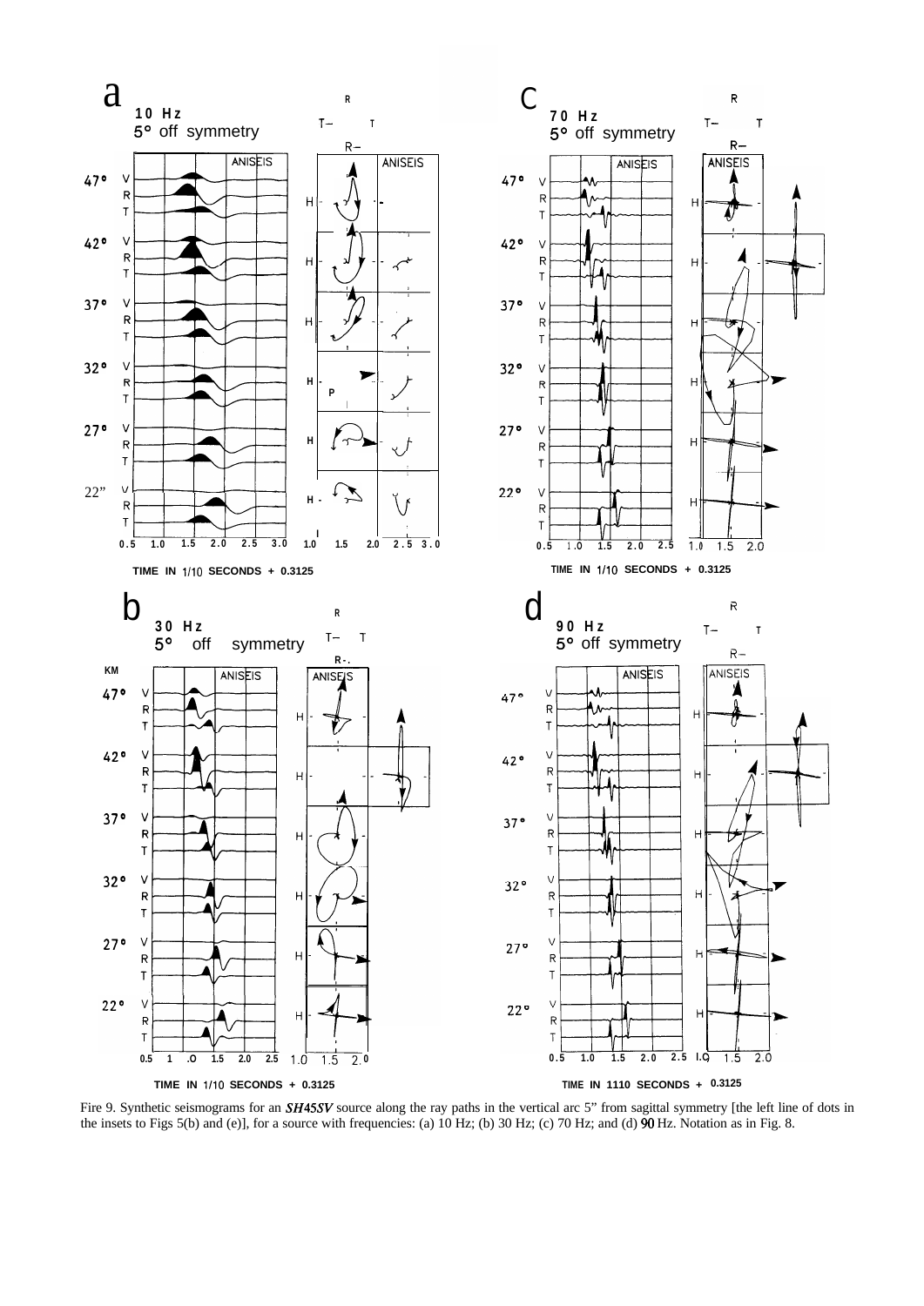Fire 9. Synthetic seismograms for an *SH45SV* source along the ray paths in the vertical arc 5" from sagittal symmetry [the left line of dots in the insets to Figs 5(b) and (e)], for a source with frequencies: (a) 10 Hz; (b) 30 Hz; (c) 70 Hz; and (d) 90 Hz. Notation as in Fig. 8.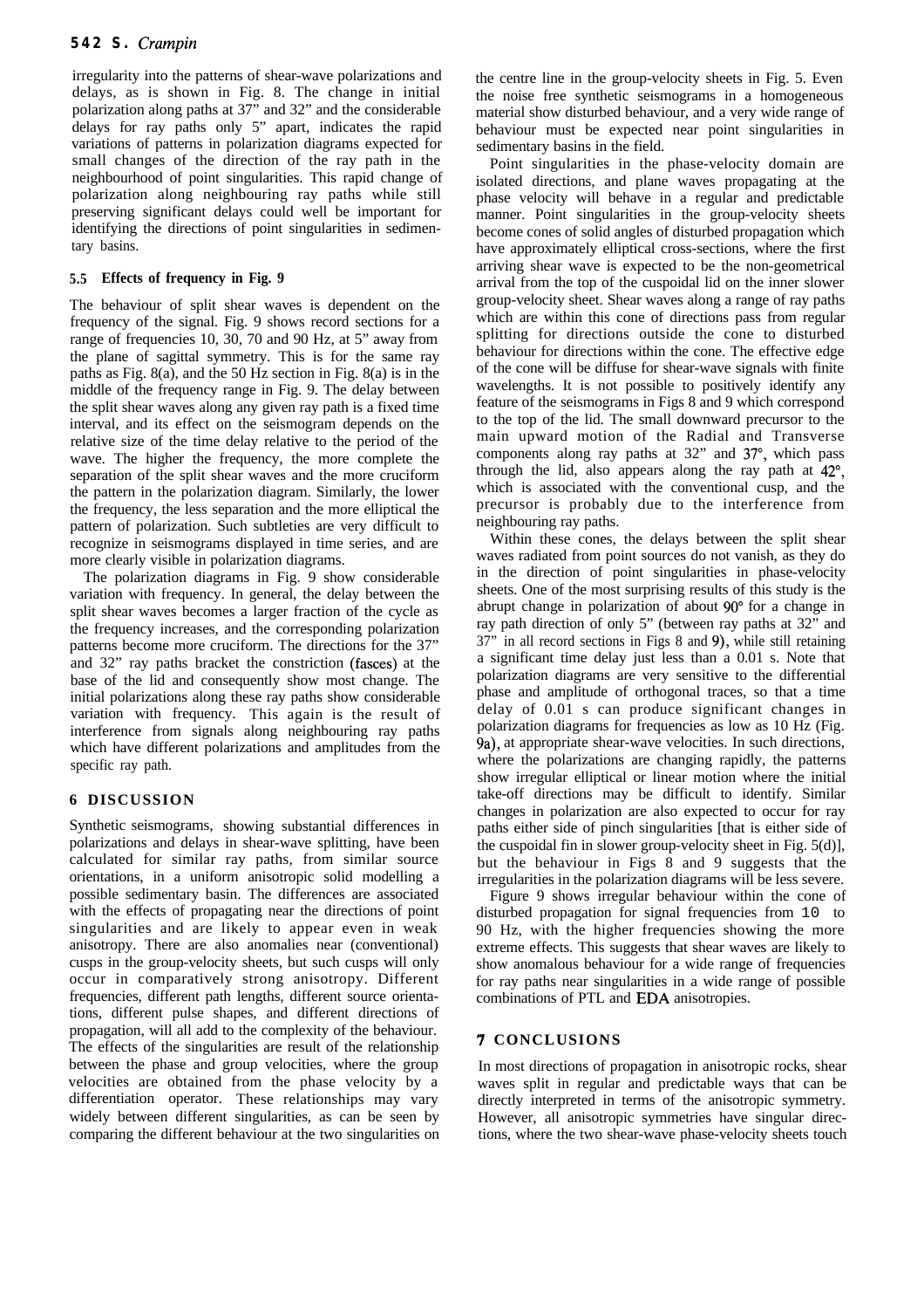irregularity into the patterns of shear-wave polarizations and delays, as is shown in Fig. 8. The change in initial polarization along paths at 37° and 32° and the considerable delays for ray paths only 5° apart, indicates the rapid variations of patterns in polarization diagrams expected for small changes of the direction of the ray path in the neighbourhood of point singularities. This rapid change of polarization along neighbouring ray paths while still preserving significant delays could well be important for identifying the directions of point singularities in sedimentary basins.

### 5.5 Effects of frequency in Fig. 9

The behaviour of split shear waves is dependent on the frequency of the signal. Fig. 9 shows record sections for a range of frequencies 10, 30, 70 and 90 Hz, at 5° away from the plane of sagittal symmetry. This is for the same ray paths as Fig. 8(a), and the 50 Hz section in Fig. 8(a) is in the middle of the frequency range in Fig. 9. The delay between the split shear waves along any given ray path is a fixed time interval, and its effect on the seismogram depends on the relative size of the time delay relative to the period of the wave. The higher the frequency, the more complete the separation of the split shear waves and the more cruciform the pattern in the polarization diagram. Similarly, the lower the frequency, the less separation and the more elliptical the pattern of polarization. Such subtleties are very difficult to recognize in seismograms displayed in time series, and are more clearly visible in polarization diagrams.

The polarization diagrams in Fig. 9 show considerable variation with frequency. In general, the delay between the split shear waves becomes a larger fraction of the cycle as the frequency increases, and the corresponding polarization patterns become more cruciform. The directions for the 37° and 32° ray paths bracket the constriction (fasces) at the base of the lid and consequently show most change. The initial polarizations along these ray paths show considerable variation with frequency. This again is the result of interference from signals along neighbouring ray paths which have different polarizations and amplitudes from the specific ray path.

## 6 DISCUSSION

Synthetic seismograms, showing substantial differences in polarizations and delays in shear-wave splitting, have been calculated for similar ray paths, from similar source orientations, in a uniform anisotropic solid modelling a possible sedimentary basin. The differences are associated with the effects of propagating near the directions of point singularities and are likely to appear even in weak anisotropy. There are also anomalies near (conventional) cusps in the group-velocity sheets, but such cusps will only occur in comparatively strong anisotropy. Different frequencies, different path lengths, different source orientations, different pulse shapes, and different directions of propagation, will all add to the complexity of the behaviour. The effects of the singularities are result of the relationship between the phase and group velocities, where the group velocities are obtained from the phase velocity by a differentiation operator. These relationships may vary widely between different singularities, as can be seen by comparing the different behaviour at the two singularities on the centre line in the group-velocity sheets in Fig. 5. Even the noise free synthetic seismograms in a homogeneous material show disturbed behaviour, and a very wide range of behaviour must be expected near point singularities in sedimentary basins in the field.

Point singularities in the phase-velocity domain are isolated directions, and plane waves propagating at the phase velocity will behave in a regular and predictable manner. Point singularities in the group-velocity sheets become cones of solid angles of disturbed propagation which have approximately elliptical cross-sections, where the first arriving shear wave is expected to be the non-geometrical arrival from the top of the cuspoidal lid on the inner slower group-velocity sheet. Shear waves along a range of ray paths which are within this cone of directions pass from regular splitting for directions outside the cone to disturbed behaviour for directions within the cone. The effective edge of the cone will be diffuse for shear-wave signals with finite wavelengths. It is not possible to positively identify any feature of the seismograms in Figs 8 and 9 which correspond to the top of the lid. The small downward precursor to the main upward motion of the Radial and Transverse components along ray paths at 32° and 37°, which pass through the lid, also appears along the ray path at 42°, which is associated with the conventional cusp, and the precursor is probably due to the interference from neighbouring ray paths.

Within these cones, the delays between the split shear waves radiated from point sources do not vanish, as they do in the direction of point singularities in phase-velocity sheets. One of the most surprising results of this study is the abrupt change in polarization of about 90° for a change in ray path direction of only 5° (between ray paths at 32° and 37° in all record sections in Figs 8 and 9), while still retaining a significant time delay just less than a 0.01 s. Note that polarization diagrams are very sensitive to the differential phase and amplitude of orthogonal traces, so that a time delay of 0.01 s can produce significant changes in polarization diagrams for frequencies as low as 10 Hz (Fig. 9a), at appropriate shear-wave velocities. In such directions, where the polarizations are changing rapidly, the patterns show irregular elliptical or linear motion where the initial take-off directions may be difficult to identify. Similar changes in polarization are also expected to occur for ray paths either side of pinch singularities [that is either side of the cuspoidal fin in slower group-velocity sheet in Fig. 5(d)], but the behaviour in Figs 8 and 9 suggests that the irregularities in the polarization diagrams will be less severe.

Figure 9 shows irregular behaviour within the cone of disturbed propagation for signal frequencies from 10 to 90 Hz, with the higher frequencies showing the more extreme effects. This suggests that shear waves are likely to show anomalous behaviour for a wide range of frequencies for ray paths near singularities in a wide range of possible combinations of PTL and EDA anisotropies.

## 7 CONCLUSIONS

In most directions of propagation in anisotropic rocks, shear waves split in regular and predictable ways that can be directly interpreted in terms of the anisotropic symmetry. However, all anisotropic symmetries have singular directions, where the two shear-wave phase-velocity sheets touch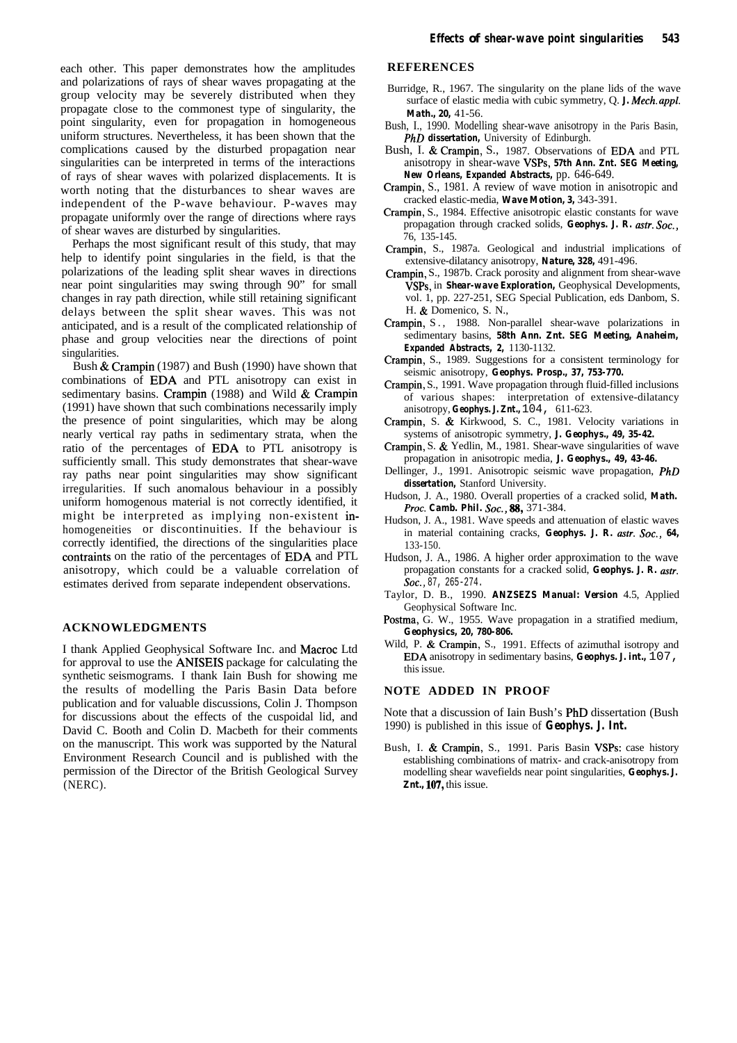each other. This paper demonstrates how the amplitudes and polarizations of rays of shear waves propagating at the group velocity may be severely distributed when they propagate close to the commonest type of singularity, the point singularity, even for propagation in homogeneous uniform structures. Nevertheless, it has been shown that the complications caused by the disturbed propagation near singularities can be interpreted in terms of the interactions of rays of shear waves with polarized displacements. It is worth noting that the disturbances to shear waves are independent of the P-wave behaviour. P-waves may propagate uniformly over the range of directions where rays of shear waves are disturbed by singularities.

Perhaps the most significant result of this study, that may help to identify point singulaties in the field, is that the polarizations of the leading split shear waves in directions near point singularities may swing through 90" for small changes in ray path direction, while still retaining significant delays between the split shear waves. This was not anticipated, and is a result of the complicated relationship of phase and group velocities near the directions of point singularities.

Bush & Crampin (1987) and Bush (1990) have shown that combinations of EDA and PTL anisotropy can exist in sedimentary basins. Crampin (1988) and Wild & Crampin (1991) have shown that such combinations necessarily imply the presence of point singularities, which may be along nearly vertical ray paths in sedimentary strata, when the ratio of the percentages of EDA to PTL anisotropy is sufficiently small. This study demonstrates that shear-wave ray paths near point singularities may show significant irregularities. If such anomalous behaviour in a possibly uniform homogenous material is not correctly identified, it might be interpreted as implying non-existent inhomogeneities or discontinuities. If the behaviour is correctly identified, the directions of the singularities place contraints on the ratio of the percentages of EDA and PTL anisotropy, which could be a valuable correlation of estimates derived from separate independent observations.

## ACKNOWLEDGMENTS

I thank Applied Geophysical Software Inc. and Macroc Ltd for approval to use the ANISEIS package for calculating the synthetic seismograms. I thank Iain Bush for showing me the results of modelling the Paris Basin Data before publication and for valuable discussions, Colin J. Thompson for discussions about the effects of the cuspoidal lid, and David C. Booth and Colin D. Macbeth for their comments on the manuscript. This work was supported by the Natural Environment Research Council and is published with the permission of the Director of the British Geological Survey (NERC).

## REFERENCES

Burridge, R., 1967. The singularity on the plane lids of the wave surface of elastic media with cubic symmetry, Q. *J. Mech. appl. Math.*, **20,** 41-56.

Bush, I., 1990. Modelling shear-wave anisotropy in the Paris Basin, *PhD dissertation,* University of Edinburgh.

Bush, I. & Crampin, S., 1987. Observations of EDA and PTL anisotropy in shear-wave VSPs, *57th Ann. Znt. SEG Meeting, New Orleans, Expanded Abstracts,* pp. 646-649.

Crampin, S., 1981. A review of wave motion in anisotropic and cracked elastic-media, *Wave Motion*, **3,** 343-391.

Crampin, S., 1984. Effective anisotropic elastic constants for wave propagation through cracked solids, *Geophys. J. R. astr. Soc.*, 76, 135-145.

Crampin, S., 1987a. Geological and industrial implications of extensive-dilatancy anisotropy, *Nature*, **328,** 491-496.

Crampin, S., 1987b. Crack porosity and alignment from shear-wave VSPs, in *Shear-wave Exploration,* Geophysical Developments, vol. 1, pp. 227-251, SEG Special Publication, eds Danbom, S. H. & Domenico, S. N.,

Crampin, S., 1988. Non-parallel shear-wave polarizations in sedimentary basins, *58th Ann. Znt. SEG Meeting, Anaheim, Expanded Abstracts,* **2,** 1130-1132.

Crampin, S., 1989. Suggestions for a consistent terminology for seismic anisotropy, *Geophys. Prosp.*, **37,** 753-770.

Crampin, S., 1991. Wave propagation through fluid-filled inclusions of various shapes: interpretation of extensive-dilatancy anisotropy, *Geophys. J. Znt.*, 104, 611-623.

Crampin, S. & Kirkwood, S. C., 1981. Velocity variations in systems of anisotropic symmetry, *J. Geophys.*, **49,** 35-42.

Crampin, S. & Yedlin, M., 1981. Shear-wave singularities of wave propagation in anisotropic media, *J. Geophys.*, **49,** 43-46.

Dellinger, J., 1991. Anisotropic seismic wave propagation, *PhD dissertation,* Stanford University.

Hudson, J. A., 1980. Overall properties of a cracked solid, *Math. Proc. Camb. Phil. Soc.*, **88,** 371-384.

Hudson, J. A., 1981. Wave speeds and attenuation of elastic waves in material containing cracks, *Geophys. J. R. astr. Soc.*, **64,** 133-150.

Hudson, J. A., 1986. A higher order approximation to the wave propagation constants for a cracked solid, *Geophys. J. R. astr. Soc.*, 87, 265-274.

Taylor, D. B., 1990. *ANZSEZS Manual: Version* 4.5, Applied Geophysical Software Inc.

Postma, G. W., 1955. Wave propagation in a stratified medium, *Geophysics*, **20,** 780-806.

Wild, P. & Crampin, S., 1991. Effects of azimuthal isotropy and EDA anisotropy in sedimentary basins, *Geophys. J. int.*, 107, this issue.

## NOTE ADDED IN PROOF

Note that a discussion of Iain Bush's PhD dissertation (Bush 1990) is published in this issue of *Geophys. J. Int.*

Bush, I. & Crampin, S., 1991. Paris Basin VSPs: case history establishing combinations of matrix- and crack-anisotropy from modelling shear wavefields near point singularities, *Geophys. J. Znt.*, **107,** this issue.